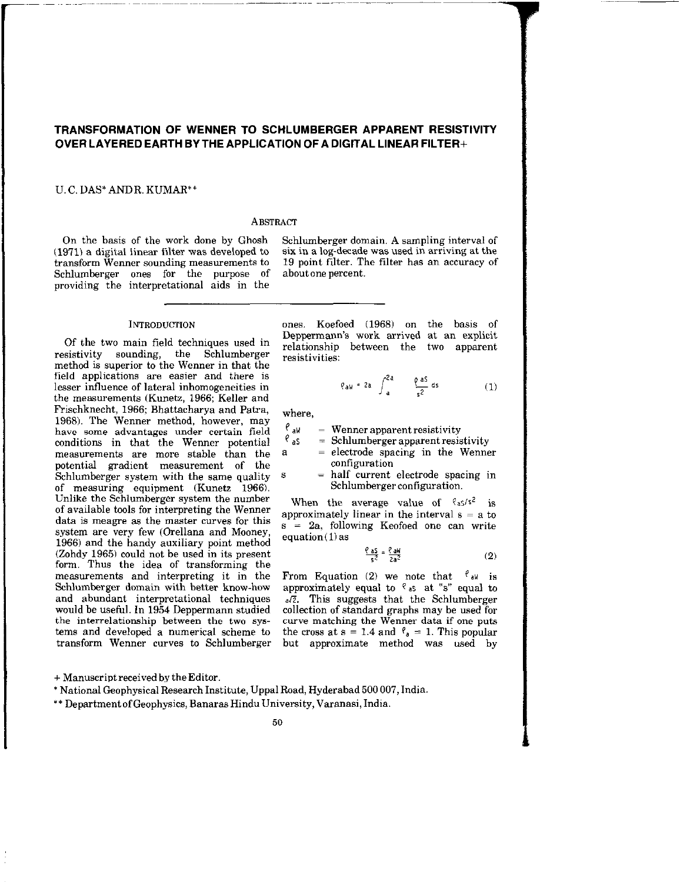# TRANSFORMATION OF WENNER TO SCHLUMBERGER APPARENT RESISTIVITY OVER LAYERED EARTH BY THE APPLICATION OF A DIGITAL LINEAR FILTER+

U. C. DAS* AND R. KUMAR**

## ABSTRACT

On the basis of the work done by Ghosh (1971) a digital linear filter was developed to transform Wenner sounding measurements to Schlumberger ones for the purpose of providing the interpretational aids in the Schlumberger domain. A sampling interval of six in a log-decade was used in arriving at the 19 point filter. The filter has an accuracy of about one percent.

## INTRODUCTION

Of the two main field techniques used in resistivity sounding, the Schlumberger method is superior to the Wenner in that the field applications are easier and there is lesser influence of lateral inhomogeneities in the measurements (Kunetz, 1966; Keller and Frischknecht, 1966; Bhattacharya and Patra, 1968). The Wenner method, however, may have some advantages under certain field conditions in that the Wenner potential measurements are more stable than the potential gradient measurement of the Schlumberger system with the same quality of measuring equipment (Kunetz 1966). Unlike the Schlumberger system the number of available tools for interpreting the Wenner data is meagre as the master curves for this system are very few (Orellana and Mooney, 1966) and the handy auxiliary point method (Zohdy 1965) could not be used in its present form. Thus the idea of transforming the measurements and interpreting it in the Schlumberger domain with better know-how and abundant interpretational techniques would be useful. In 1954 Deppermann studied the interrelationship between the two systems and developed a numerical scheme to transform Wenner curves to Schlumberger ones. Koefoed (1968) on the basis of Deppermann's work arrived at an explicit relationship between the two apparent resistivities:

$$\rho_{aW} = 2a \int_{a}^{2a} \frac{\rho_{aS}}{s^2}\, ds \tag{1}$$

where,

- $\rho_{aW}$ = Wenner apparent resistivity
- $\rho_{aS}$ = Schlumberger apparent resistivity
- $a$ = electrode spacing in the Wenner configuration
- $s$ = half current electrode spacing in Schlumberger configuration.

When the average value of $\rho_{aS}/s^2$ is approximately linear in the interval $s = a$ to $s = 2a$, following Keofoed one can write equation (1) as

$$\frac{\rho_{aS}}{s^2} = \frac{\rho_{aW}}{2a^2} \tag{2}$$

From Equation (2) we note that $\rho_{aW}$ is approximately equal to $\rho_{aS}$ at "s" equal to $a\sqrt{2}$. This suggests that the Schlumberger collection of standard graphs may be used for curve matching the Wenner data if one puts the cross at $s = 1.4$ and $\rho_a = 1$. This popular but approximate method was used by

+ Manuscript received by the Editor.

* National Geophysical Research Institute, Uppal Road, Hyderabad 500 007, India.

** Department of Geophysics, Banaras Hindu University, Varanasi, India.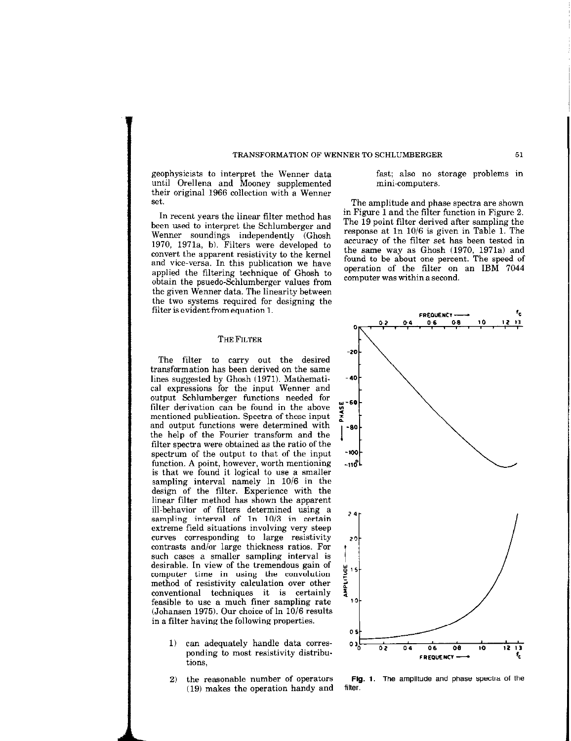geophysicists to interpret the Wenner data until Orellena and Mooney supplemented their original 1966 collection with a Wenner set.

In recent years the linear filter method has been used to interpret the Schlumberger and Wenner soundings independently (Ghosh 1970, 1971a, b). Filters were developed to convert the apparent resistivity to the kernel and vice-versa. In this publication we have applied the filtering technique of Ghosh to obtain the psuedo-Schlumberger values from the given Wenner data. The linearity between the two systems required for designing the filter is evident from equation 1.

## THE FILTER

The filter to carry out the desired transformation has been derived on the same lines suggested by Ghosh (1971). Mathematical expressions for the input Wenner and output Schlumberger functions needed for filter derivation can be found in the above mentioned publication. Spectra of these input and output functions were determined with the help of the Fourier transform and the filter spectra were obtained as the ratio of the spectrum of the output to that of the input function. A point, however, worth mentioning is that we found it logical to use a smaller sampling interval namely ln 10/6 in the design of the filter. Experience with the linear filter method has shown the apparent ill-behavior of filters determined using a sampling interval of ln 10/3 in certain extreme field situations involving very steep curves corresponding to large resistivity contrasts and/or large thickness ratios. For such cases a smaller sampling interval is desirable. In view of the tremendous gain of computer time in using the convolution method of resistivity calculation over other conventional techniques it is certainly feasible to use a much finer sampling rate (Johansen 1975). Our choice of ln 10/6 results in a filter having the following properties.

1) can adequately handle data corresponding to most resistivity distributions,

2) the reasonable number of operators (19) makes the operation handy and fast; also no storage problems in mini-computers.

The amplitude and phase spectra are shown in Figure 1 and the filter function in Figure 2. The 19 point filter derived after sampling the response at ln 10/6 is given in Table 1. The accuracy of the filter set has been tested in the same way as Ghosh (1970, 1971a) and found to be about one percent. The speed of operation of the filter on an IBM 7044 computer was within a second.

FREQUENCY
0.2 0.4 0.6 0.8 1.0 1.2 1.3
$f_c$
PHASE
0
-20
-40
-60
-80
-100
-110°

AMPLITUDE
2.4
2.0
1.5
1.0
0.5
0.3
0 0.2 0.4 0.6 0.8 1.0 1.2 1.3
FREQUENCY
$f_c$

**Fig. 1.** The amplitude and phase spectra of the filter.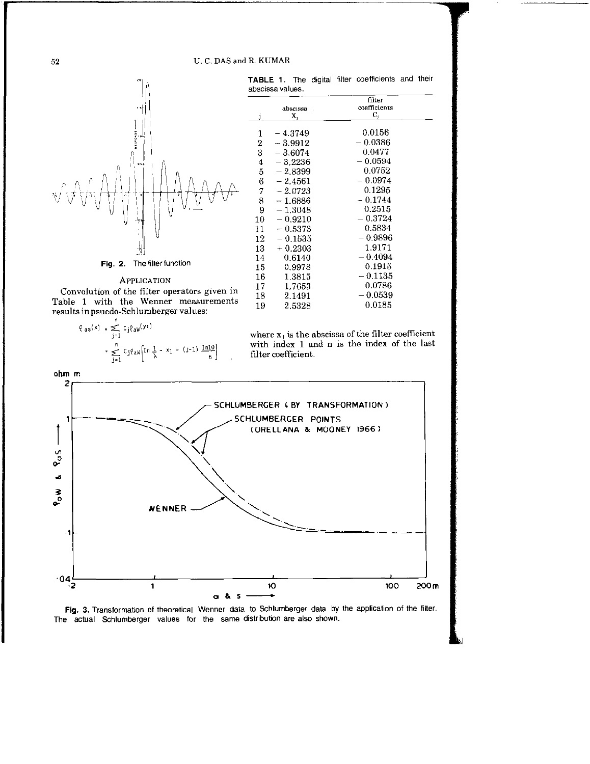**Fig. 2.** The filter function

**TABLE 1.** The digital filter coefficients and their abscissa values.

| j | abscissa $X_i$ | filter coefficients $C_i$ |
|---|---|---|
| 1 | − 4.3749 | 0.0156 |
| 2 | − 3.9912 | − 0.0386 |
| 3 | − 3.6074 | 0.0477 |
| 4 | − 3.2236 | − 0.0594 |
| 5 | − 2.8399 | 0.0752 |
| 6 | − 2.4561 | − 0.0974 |
| 7 | − 2.0723 | 0.1295 |
| 8 | − 1.6886 | − 0.1744 |
| 9 | − 1.3048 | 0.2515 |
| 10 | − 0.9210 | − 0.3724 |
| 11 | − 0.5373 | 0.5834 |
| 12 | − 0.1535 | − 0.9896 |
| 13 | + 0.2303 | 1.9171 |
| 14 | 0.6140 | − 0.4094 |
| 15 | 0.9978 | 0.1915 |
| 16 | 1.3815 | − 0.1135 |
| 17 | 1.7653 | 0.0786 |
| 18 | 2.1491 | − 0.0539 |
| 19 | 2.5328 | 0.0185 |

## APPLICATION

Convolution of the filter operators given in Table 1 with the Wenner measurements results in psuedo-Schlumberger values:

$$\rho_{aS}(x) = \sum_{j=1}^{n} C_j \rho_{aW}(y_i)$$

$$= \sum_{j=1}^{n} C_j \rho_{aW}\left[\ln \frac{1}{\lambda} - x_1 - (j-1)\frac{\ln 10}{6}\right]$$

where $x_1$ is the abscissa of the filter coefficient with index 1 and n is the index of the last filter coefficient.

ohm m
2
1
·1
·04
·2
1
10
100
200 m
$\rho_{aW}$ & $\rho_{aS}$
a & s
SCHLUMBERGER ( BY TRANSFORMATION )
SCHLUMBERGER POINTS (ORELLANA & MOONEY 1966)
WENNER

**Fig. 3.** Transformation of theoretical Wenner data to Schlumberger data by the application of the filter. The actual Schlumberger values for the same distribution are also shown.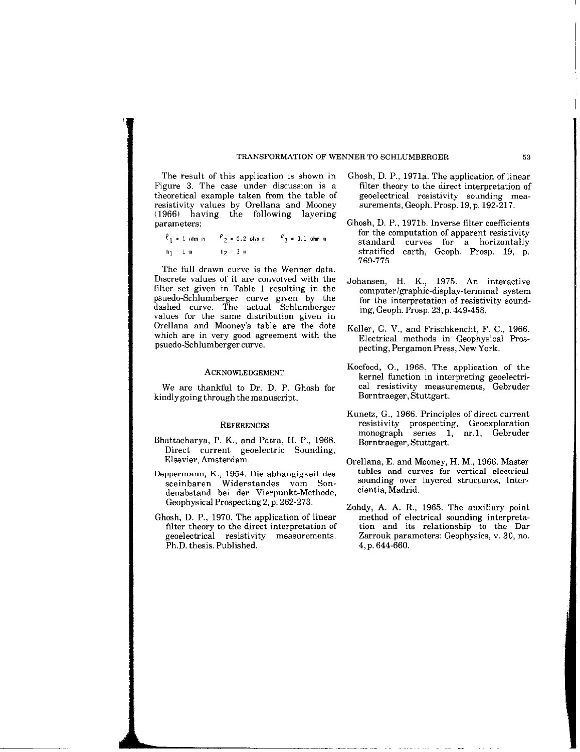The result of this application is shown in Figure 3. The case under discussion is a theoretical example taken from the table of resistivity values by Orellana and Mooney (1966) having the following layering parameters:

$\rho_1$ = 1 ohm m $\rho_2$ = 0.2 ohm m $\rho_3$ = 0.1 ohm m

$h_1$ = 1 m $h_2$ = 3 m

The full drawn curve is the Wenner data. Discrete values of it are convolved with the filter set given in Table 1 resulting in the psuedo-Schlumberger curve given by the dashed curve. The actual Schlumberger values for the same distribution given in Orellana and Mooney's table are the dots which are in very good agreement with the psuedo-Schlumberger curve.

## ACKNOWLEDGEMENT

We are thankful to Dr. D. P. Ghosh for kindly going through the manuscript.

## REFERENCES

Bhattacharya, P. K., and Patra, H. P., 1968. Direct current geoelectric Sounding, Elsevier, Amsterdam.

Deppermann, K., 1954. Die abhangigkeit des sceinbaren Widerstandes vom Sondenabstand bei der Vierpunkt-Methode, Geophysical Prospecting 2, p. 262-273.

Ghosh, D. P., 1970. The application of linear filter theory to the direct interpretation of geoelectrical resistivity measurements. Ph.D. thesis. Published.

Ghosh, D. P., 1971a. The application of linear filter theory to the direct interpretation of geoelectrical resistivity sounding measurements, Geoph. Prosp. 19, p. 192-217.

Ghosh, D. P., 1971b. Inverse filter coefficients for the computation of apparent resistivity standard curves for a horizontally stratified earth, Geoph. Prosp. 19, p. 769-775.

Johansen, H. K., 1975. An interactive computer/graphic-display-terminal system for the interpretation of resistivity sounding, Geoph. Prosp. 23, p. 449-458.

Keller, G. V., and Frischkencht, F. C., 1966. Electrical methods in Geophysical Prospecting, Pergamon Press, New York.

Kocfoed, O., 1968. The application of the kernel function in interpreting geoelectrical resistivity measurements, Gebruder Borntraeger, Stuttgart.

Kunetz, G., 1966. Principles of direct current resistivity prospecting, Geoexploration monograph series 1, nr.1, Gebruder Borntraeger, Stuttgart.

Orellana, E. and Mooney, H. M., 1966. Master tables and curves for vertical electrical sounding over layered structures, Intercientia, Madrid.

Zohdy, A. A. R., 1965. The auxiliary point method of electrical sounding interpretation and its relationship to the Dar Zarrouk parameters: Geophysics, v. 30, no. 4, p. 644-660.